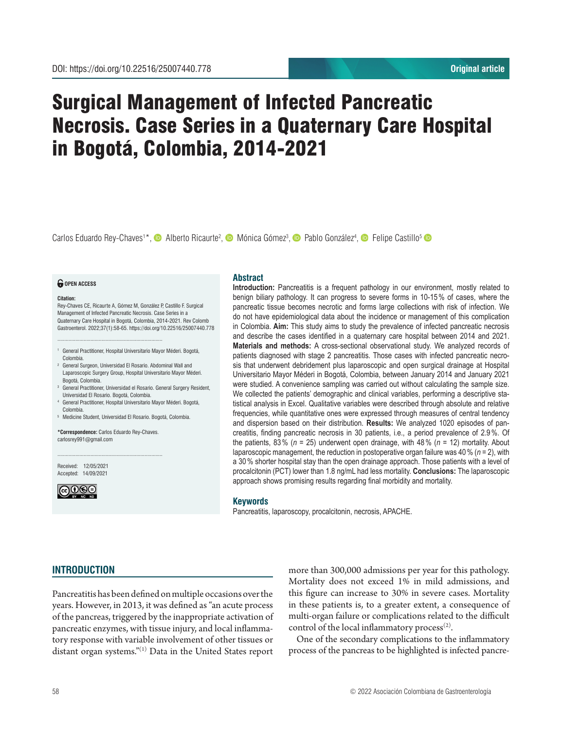DOI: https://doi.org/10.22516/25007440.778

Original article

# Surgical Management of Infected Pancreatic Necrosis. Case Series in a Quaternary Care Hospital in Bogotá, Colombia, 2014-2021

Carlos Eduardo Rey-Chaves[1]*, Alberto Ricaurte[2], Mónica Gómez[3], Pablo González[4], Felipe Castillo[5]

**OPEN ACCESS**

**Citation:**
Rey-Chaves CE, Ricaurte A, Gómez M, González P, Castillo F. Surgical Management of Infected Pancreatic Necrosis. Case Series in a Quaternary Care Hospital in Bogotá, Colombia, 2014-2021. Rev Colomb Gastroenterol. 2022;37(1):58-65. https://doi.org/10.22516/25007440.778

[1] General Practitioner, Hospital Universitario Mayor Méderi. Bogotá, Colombia.
[2] General Surgeon, Universidad El Rosario. Abdominal Wall and Laparoscopic Surgery Group, Hospital Universitario Mayor Méderi. Bogotá, Colombia.
[3] General Practitioner, Universidad el Rosario. General Surgery Resident, Universidad El Rosario. Bogotá, Colombia.
[4] General Practitioner, Hospital Universitario Mayor Méderi. Bogotá, Colombia.
[5] Medicine Student, Universidad El Rosario. Bogotá, Colombia.

***Correspondence:** Carlos Eduardo Rey-Chaves.
carlosrey991@gmail.com

Received: 12/05/2021
Accepted: 14/09/2021

## Abstract

**Introduction:** Pancreatitis is a frequent pathology in our environment, mostly related to benign biliary pathology. It can progress to severe forms in 10-15% of cases, where the pancreatic tissue becomes necrotic and forms large collections with risk of infection. We do not have epidemiological data about the incidence or management of this complication in Colombia. **Aim:** This study aims to study the prevalence of infected pancreatic necrosis and describe the cases identified in a quaternary care hospital between 2014 and 2021. **Materials and methods:** A cross-sectional observational study. We analyzed records of patients diagnosed with stage 2 pancreatitis. Those cases with infected pancreatic necrosis that underwent debridement plus laparoscopic and open surgical drainage at Hospital Universitario Mayor Méderi in Bogotá, Colombia, between January 2014 and January 2021 were studied. A convenience sampling was carried out without calculating the sample size. We collected the patients' demographic and clinical variables, performing a descriptive statistical analysis in Excel. Qualitative variables were described through absolute and relative frequencies, while quantitative ones were expressed through measures of central tendency and dispersion based on their distribution. **Results:** We analyzed 1020 episodes of pancreatitis, finding pancreatic necrosis in 30 patients, i.e., a period prevalence of 2.9%. Of the patients, 83% ($n$ = 25) underwent open drainage, with 48% ($n$ = 12) mortality. About laparoscopic management, the reduction in postoperative organ failure was 40% ($n$ = 2), with a 30% shorter hospital stay than the open drainage approach. Those patients with a level of procalcitonin (PCT) lower than 1.8 ng/mL had less mortality. **Conclusions:** The laparoscopic approach shows promising results regarding final morbidity and mortality.

## Keywords

Pancreatitis, laparoscopy, procalcitonin, necrosis, APACHE.

## INTRODUCTION

Pancreatitis has been defined on multiple occasions over the years. However, in 2013, it was defined as "an acute process of the pancreas, triggered by the inappropriate activation of pancreatic enzymes, with tissue injury, and local inflammatory response with variable involvement of other tissues or distant organ systems."[1] Data in the United States report more than 300,000 admissions per year for this pathology. Mortality does not exceed 1% in mild admissions, and this figure can increase to 30% in severe cases. Mortality in these patients is, to a greater extent, a consequence of multi-organ failure or complications related to the difficult control of the local inflammatory process[2].

One of the secondary complications to the inflammatory process of the pancreas to be highlighted is infected pancre-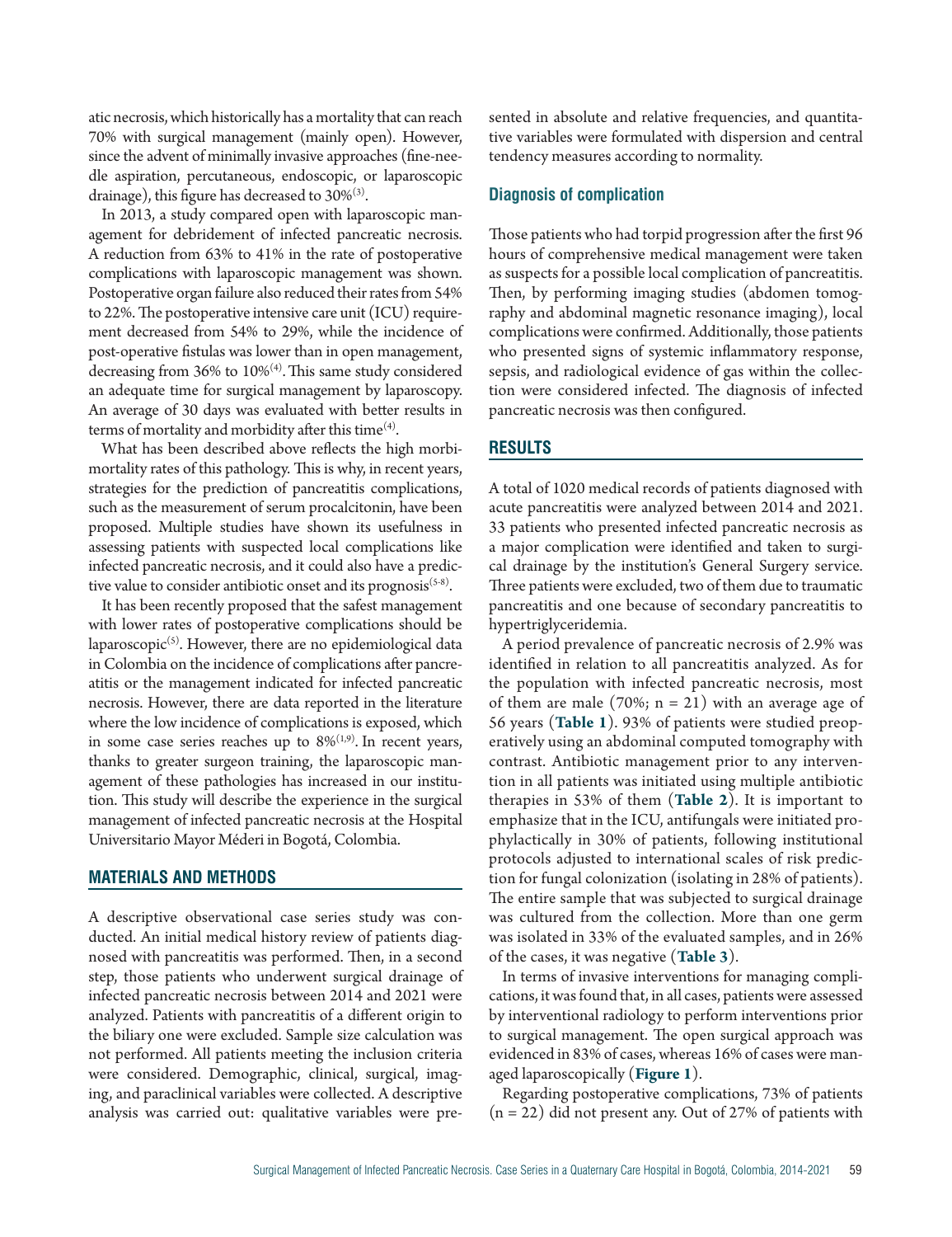atic necrosis, which historically has a mortality that can reach 70% with surgical management (mainly open). However, since the advent of minimally invasive approaches (fine-needle aspiration, percutaneous, endoscopic, or laparoscopic drainage), this figure has decreased to 30%[3].

In 2013, a study compared open with laparoscopic management for debridement of infected pancreatic necrosis. A reduction from 63% to 41% in the rate of postoperative complications with laparoscopic management was shown. Postoperative organ failure also reduced their rates from 54% to 22%. The postoperative intensive care unit (ICU) requirement decreased from 54% to 29%, while the incidence of post-operative fistulas was lower than in open management, decreasing from 36% to 10%[4]. This same study considered an adequate time for surgical management by laparoscopy. An average of 30 days was evaluated with better results in terms of mortality and morbidity after this time[4].

What has been described above reflects the high morbimortality rates of this pathology. This is why, in recent years, strategies for the prediction of pancreatitis complications, such as the measurement of serum procalcitonin, have been proposed. Multiple studies have shown its usefulness in assessing patients with suspected local complications like infected pancreatic necrosis, and it could also have a predictive value to consider antibiotic onset and its prognosis[5-8].

It has been recently proposed that the safest management with lower rates of postoperative complications should be laparoscopic[5]. However, there are no epidemiological data in Colombia on the incidence of complications after pancreatitis or the management indicated for infected pancreatic necrosis. However, there are data reported in the literature where the low incidence of complications is exposed, which in some case series reaches up to 8%[1,9]. In recent years, thanks to greater surgeon training, the laparoscopic management of these pathologies has increased in our institution. This study will describe the experience in the surgical management of infected pancreatic necrosis at the Hospital Universitario Mayor Méderi in Bogotá, Colombia.

## MATERIALS AND METHODS

A descriptive observational case series study was conducted. An initial medical history review of patients diagnosed with pancreatitis was performed. Then, in a second step, those patients who underwent surgical drainage of infected pancreatic necrosis between 2014 and 2021 were analyzed. Patients with pancreatitis of a different origin to the biliary one were excluded. Sample size calculation was not performed. All patients meeting the inclusion criteria were considered. Demographic, clinical, surgical, imaging, and paraclinical variables were collected. A descriptive analysis was carried out: qualitative variables were presented in absolute and relative frequencies, and quantitative variables were formulated with dispersion and central tendency measures according to normality.

### Diagnosis of complication

Those patients who had torpid progression after the first 96 hours of comprehensive medical management were taken as suspects for a possible local complication of pancreatitis. Then, by performing imaging studies (abdomen tomography and abdominal magnetic resonance imaging), local complications were confirmed. Additionally, those patients who presented signs of systemic inflammatory response, sepsis, and radiological evidence of gas within the collection were considered infected. The diagnosis of infected pancreatic necrosis was then configured.

## RESULTS

A total of 1020 medical records of patients diagnosed with acute pancreatitis were analyzed between 2014 and 2021. 33 patients who presented infected pancreatic necrosis as a major complication were identified and taken to surgical drainage by the institution's General Surgery service. Three patients were excluded, two of them due to traumatic pancreatitis and one because of secondary pancreatitis to hypertriglyceridemia.

A period prevalence of pancreatic necrosis of 2.9% was identified in relation to all pancreatitis analyzed. As for the population with infected pancreatic necrosis, most of them are male (70%; n = 21) with an average age of 56 years (**Table 1**). 93% of patients were studied preoperatively using an abdominal computed tomography with contrast. Antibiotic management prior to any intervention in all patients was initiated using multiple antibiotic therapies in 53% of them (**Table 2**). It is important to emphasize that in the ICU, antifungals were initiated prophylactically in 30% of patients, following institutional protocols adjusted to international scales of risk prediction for fungal colonization (isolating in 28% of patients). The entire sample that was subjected to surgical drainage was cultured from the collection. More than one germ was isolated in 33% of the evaluated samples, and in 26% of the cases, it was negative (**Table 3**).

In terms of invasive interventions for managing complications, it was found that, in all cases, patients were assessed by interventional radiology to perform interventions prior to surgical management. The open surgical approach was evidenced in 83% of cases, whereas 16% of cases were managed laparoscopically (**Figure 1**).

Regarding postoperative complications, 73% of patients (n = 22) did not present any. Out of 27% of patients with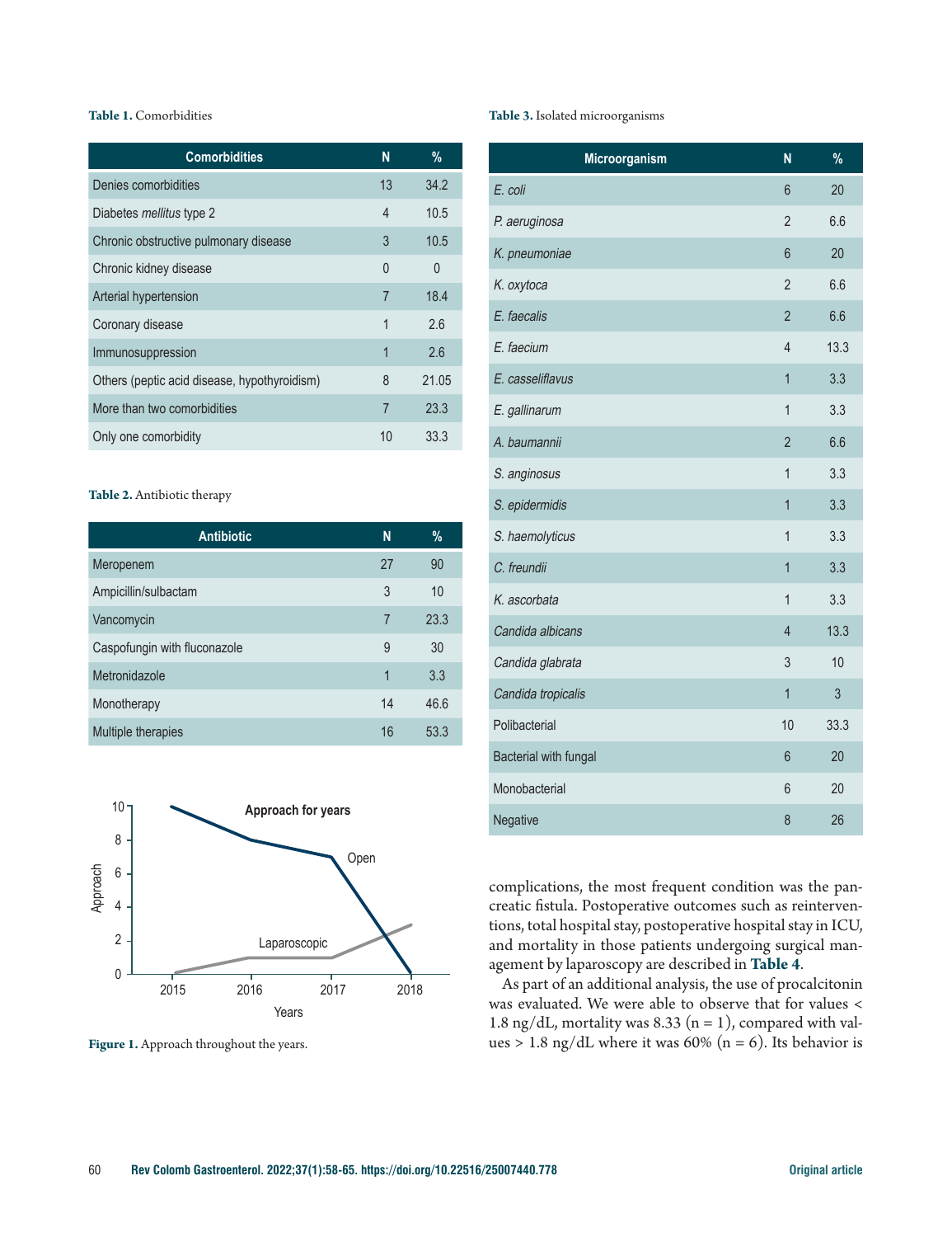**Table 1.** Comorbidities

| Comorbidities | N | % |
|---|---|---|
| Denies comorbidities | 13 | 34.2 |
| Diabetes *mellitus* type 2 | 4 | 10.5 |
| Chronic obstructive pulmonary disease | 3 | 10.5 |
| Chronic kidney disease | 0 | 0 |
| Arterial hypertension | 7 | 18.4 |
| Coronary disease | 1 | 2.6 |
| Immunosuppression | 1 | 2.6 |
| Others (peptic acid disease, hypothyroidism) | 8 | 21.05 |
| More than two comorbidities | 7 | 23.3 |
| Only one comorbidity | 10 | 33.3 |

**Table 2.** Antibiotic therapy

| Antibiotic | N | % |
|---|---|---|
| Meropenem | 27 | 90 |
| Ampicillin/sulbactam | 3 | 10 |
| Vancomycin | 7 | 23.3 |
| Caspofungin with fluconazole | 9 | 30 |
| Metronidazole | 1 | 3.3 |
| Monotherapy | 14 | 46.6 |
| Multiple therapies | 16 | 53.3 |

**Figure 1.** Approach throughout the years.

**Table 3.** Isolated microorganisms

| Microorganism | N | % |
|---|---|---|
| *E. coli* | 6 | 20 |
| *P. aeruginosa* | 2 | 6.6 |
| *K. pneumoniae* | 6 | 20 |
| *K. oxytoca* | 2 | 6.6 |
| *E. faecalis* | 2 | 6.6 |
| *E. faecium* | 4 | 13.3 |
| *E. casseliflavus* | 1 | 3.3 |
| *E. gallinarum* | 1 | 3.3 |
| *A. baumannii* | 2 | 6.6 |
| *S. anginosus* | 1 | 3.3 |
| *S. epidermidis* | 1 | 3.3 |
| *S. haemolyticus* | 1 | 3.3 |
| *C. freundii* | 1 | 3.3 |
| *K. ascorbata* | 1 | 3.3 |
| *Candida albicans* | 4 | 13.3 |
| *Candida glabrata* | 3 | 10 |
| *Candida tropicalis* | 1 | 3 |
| Polibacterial | 10 | 33.3 |
| Bacterial with fungal | 6 | 20 |
| Monobacterial | 6 | 20 |
| Negative | 8 | 26 |

complications, the most frequent condition was the pancreatic fistula. Postoperative outcomes such as reinterventions, total hospital stay, postoperative hospital stay in ICU, and mortality in those patients undergoing surgical management by laparoscopy are described in **Table 4**.

As part of an additional analysis, the use of procalcitonin was evaluated. We were able to observe that for values < 1.8 ng/dL, mortality was 8.33 (n = 1), compared with values > 1.8 ng/dL where it was 60% (n = 6). Its behavior is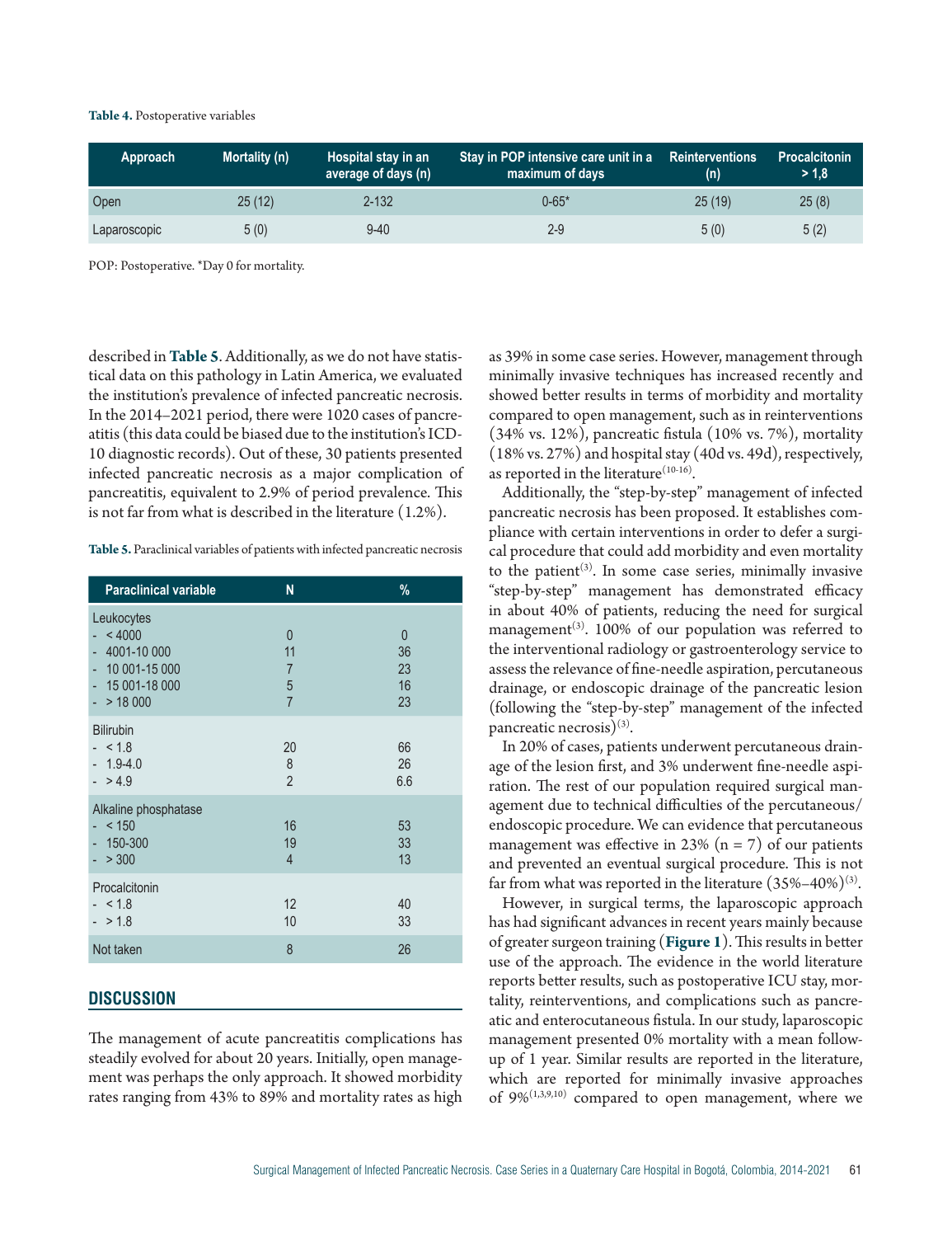**Table 4.** Postoperative variables

| Approach | Mortality (n) | Hospital stay in an average of days (n) | Stay in POP intensive care unit in a maximum of days | Reinterventions (n) | Procalcitonin > 1,8 |
|---|---|---|---|---|---|
| Open | 25 (12) | 2-132 | 0-65* | 25 (19) | 25 (8) |
| Laparoscopic | 5 (0) | 9-40 | 2-9 | 5 (0) | 5 (2) |

POP: Postoperative. *Day 0 for mortality.

described in **Table 5**. Additionally, as we do not have statistical data on this pathology in Latin America, we evaluated the institution's prevalence of infected pancreatic necrosis. In the 2014–2021 period, there were 1020 cases of pancreatitis (this data could be biased due to the institution's ICD-10 diagnostic records). Out of these, 30 patients presented infected pancreatic necrosis as a major complication of pancreatitis, equivalent to 2.9% of period prevalence. This is not far from what is described in the literature (1.2%).

**Table 5.** Paraclinical variables of patients with infected pancreatic necrosis

| Paraclinical variable | N | % |
|---|---|---|
| Leukocytes | | |
| - < 4000 | 0 | 0 |
| - 4001-10 000 | 11 | 36 |
| - 10 001-15 000 | 7 | 23 |
| - 15 001-18 000 | 5 | 16 |
| - > 18 000 | 7 | 23 |
| Bilirubin | | |
| - < 1.8 | 20 | 66 |
| - 1.9-4.0 | 8 | 26 |
| - > 4.9 | 2 | 6.6 |
| Alkaline phosphatase | | |
| - < 150 | 16 | 53 |
| - 150-300 | 19 | 33 |
| - > 300 | 4 | 13 |
| Procalcitonin | | |
| - < 1.8 | 12 | 40 |
| - > 1.8 | 10 | 33 |
| Not taken | 8 | 26 |

## DISCUSSION

The management of acute pancreatitis complications has steadily evolved for about 20 years. Initially, open management was perhaps the only approach. It showed morbidity rates ranging from 43% to 89% and mortality rates as high as 39% in some case series. However, management through minimally invasive techniques has increased recently and showed better results in terms of morbidity and mortality compared to open management, such as in reinterventions (34% vs. 12%), pancreatic fistula (10% vs. 7%), mortality (18% vs. 27%) and hospital stay (40d vs. 49d), respectively, as reported in the literature[10-16].

Additionally, the "step-by-step" management of infected pancreatic necrosis has been proposed. It establishes compliance with certain interventions in order to defer a surgical procedure that could add morbidity and even mortality to the patient[3]. In some case series, minimally invasive "step-by-step" management has demonstrated efficacy in about 40% of patients, reducing the need for surgical management[3]. 100% of our population was referred to the interventional radiology or gastroenterology service to assess the relevance of fine-needle aspiration, percutaneous drainage, or endoscopic drainage of the pancreatic lesion (following the "step-by-step" management of the infected pancreatic necrosis)[3].

In 20% of cases, patients underwent percutaneous drainage of the lesion first, and 3% underwent fine-needle aspiration. The rest of our population required surgical management due to technical difficulties of the percutaneous/endoscopic procedure. We can evidence that percutaneous management was effective in 23% (n = 7) of our patients and prevented an eventual surgical procedure. This is not far from what was reported in the literature (35%–40%)[3].

However, in surgical terms, the laparoscopic approach has had significant advances in recent years mainly because of greater surgeon training (**Figure 1**). This results in better use of the approach. The evidence in the world literature reports better results, such as postoperative ICU stay, mortality, reinterventions, and complications such as pancreatic and enterocutaneous fistula. In our study, laparoscopic management presented 0% mortality with a mean follow-up of 1 year. Similar results are reported in the literature, which are reported for minimally invasive approaches of 9%[1,3,9,10] compared to open management, where we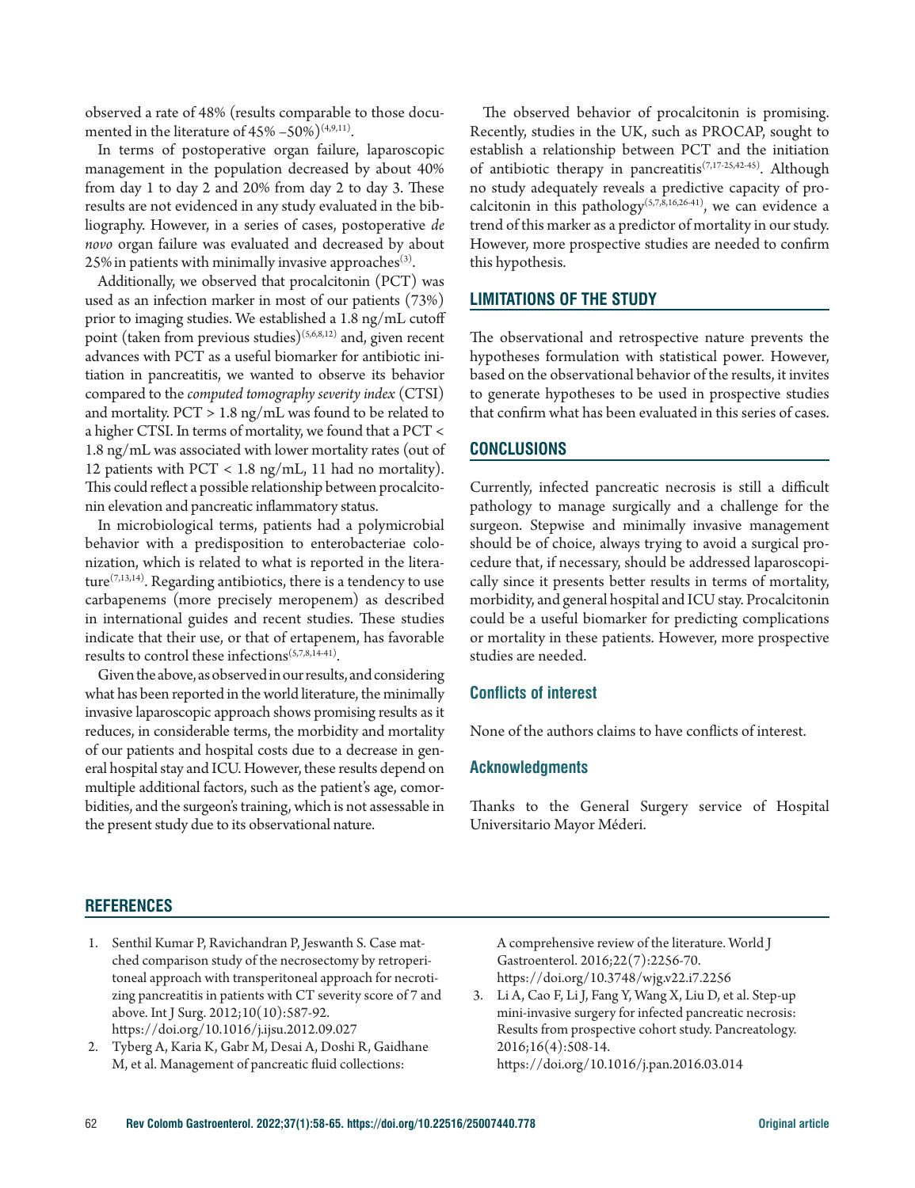observed a rate of 48% (results comparable to those documented in the literature of 45% –50%)[4,9,11].

In terms of postoperative organ failure, laparoscopic management in the population decreased by about 40% from day 1 to day 2 and 20% from day 2 to day 3. These results are not evidenced in any study evaluated in the bibliography. However, in a series of cases, postoperative *de novo* organ failure was evaluated and decreased by about 25% in patients with minimally invasive approaches[3].

Additionally, we observed that procalcitonin (PCT) was used as an infection marker in most of our patients (73%) prior to imaging studies. We established a 1.8 ng/mL cutoff point (taken from previous studies)[5,6,8,12] and, given recent advances with PCT as a useful biomarker for antibiotic initiation in pancreatitis, we wanted to observe its behavior compared to the *computed tomography severity index* (CTSI) and mortality. PCT > 1.8 ng/mL was found to be related to a higher CTSI. In terms of mortality, we found that a PCT < 1.8 ng/mL was associated with lower mortality rates (out of 12 patients with PCT < 1.8 ng/mL, 11 had no mortality). This could reflect a possible relationship between procalcitonin elevation and pancreatic inflammatory status.

In microbiological terms, patients had a polymicrobial behavior with a predisposition to enterobacteriae colonization, which is related to what is reported in the literature[7,13,14]. Regarding antibiotics, there is a tendency to use carbapenems (more precisely meropenem) as described in international guides and recent studies. These studies indicate that their use, or that of ertapenem, has favorable results to control these infections[5,7,8,14-41].

Given the above, as observed in our results, and considering what has been reported in the world literature, the minimally invasive laparoscopic approach shows promising results as it reduces, in considerable terms, the morbidity and mortality of our patients and hospital costs due to a decrease in general hospital stay and ICU. However, these results depend on multiple additional factors, such as the patient's age, comorbidities, and the surgeon's training, which is not assessable in the present study due to its observational nature.

The observed behavior of procalcitonin is promising. Recently, studies in the UK, such as PROCAP, sought to establish a relationship between PCT and the initiation of antibiotic therapy in pancreatitis[7,17-25,42-45]. Although no study adequately reveals a predictive capacity of procalcitonin in this pathology[5,7,8,16,26-41], we can evidence a trend of this marker as a predictor of mortality in our study. However, more prospective studies are needed to confirm this hypothesis.

## LIMITATIONS OF THE STUDY

The observational and retrospective nature prevents the hypotheses formulation with statistical power. However, based on the observational behavior of the results, it invites to generate hypotheses to be used in prospective studies that confirm what has been evaluated in this series of cases.

## CONCLUSIONS

Currently, infected pancreatic necrosis is still a difficult pathology to manage surgically and a challenge for the surgeon. Stepwise and minimally invasive management should be of choice, always trying to avoid a surgical procedure that, if necessary, should be addressed laparoscopically since it presents better results in terms of mortality, morbidity, and general hospital and ICU stay. Procalcitonin could be a useful biomarker for predicting complications or mortality in these patients. However, more prospective studies are needed.

### Conflicts of interest

None of the authors claims to have conflicts of interest.

### Acknowledgments

Thanks to the General Surgery service of Hospital Universitario Mayor Méderi.

## REFERENCES

1. Senthil Kumar P, Ravichandran P, Jeswanth S. Case matched comparison study of the necrosectomy by retroperitoneal approach with transperitoneal approach for necrotizing pancreatitis in patients with CT severity score of 7 and above. Int J Surg. 2012;10(10):587-92. https://doi.org/10.1016/j.ijsu.2012.09.027
2. Tyberg A, Karia K, Gabr M, Desai A, Doshi R, Gaidhane M, et al. Management of pancreatic fluid collections: A comprehensive review of the literature. World J Gastroenterol. 2016;22(7):2256-70. https://doi.org/10.3748/wjg.v22.i7.2256
3. Li A, Cao F, Li J, Fang Y, Wang X, Liu D, et al. Step-up mini-invasive surgery for infected pancreatic necrosis: Results from prospective cohort study. Pancreatology. 2016;16(4):508-14. https://doi.org/10.1016/j.pan.2016.03.014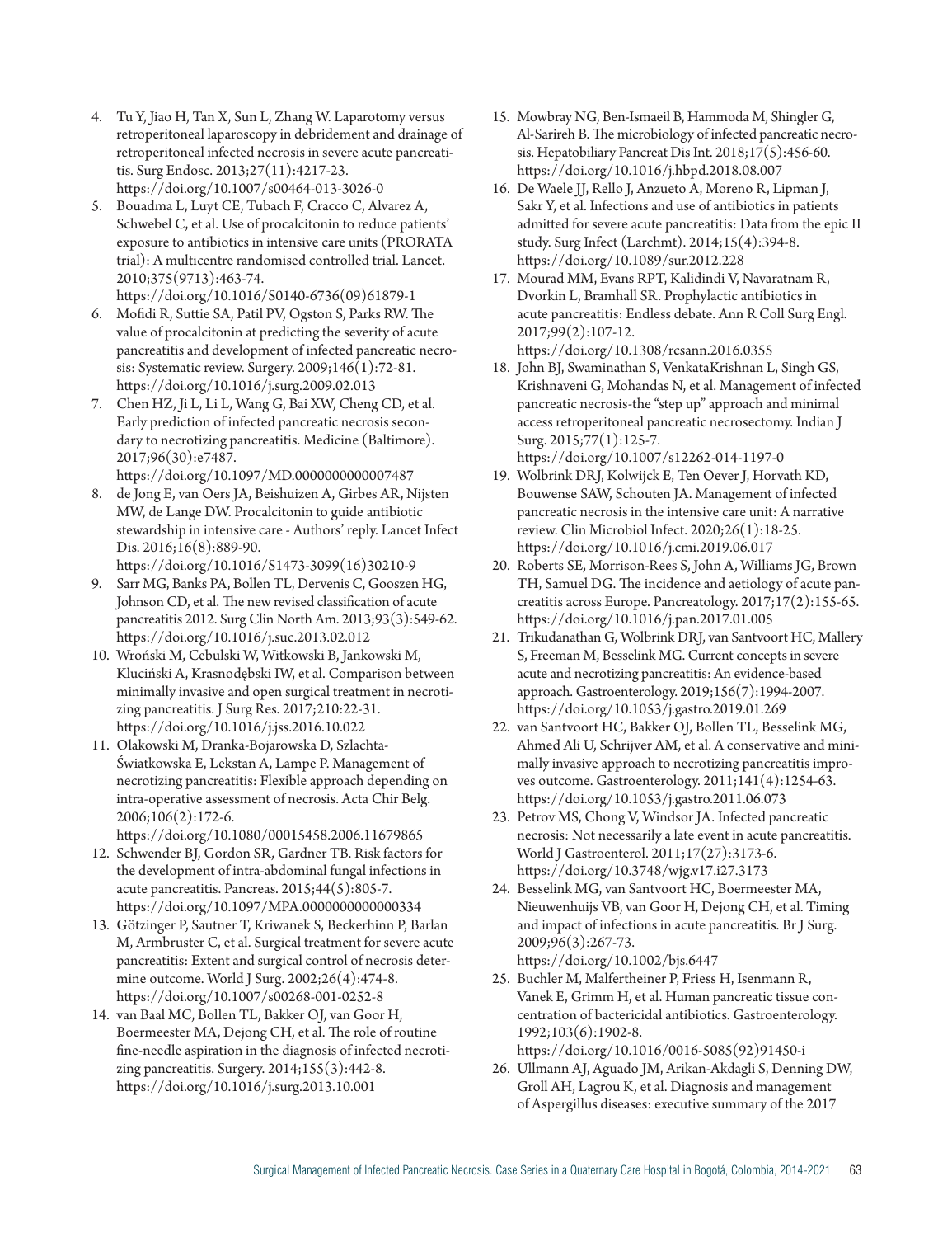4. Tu Y, Jiao H, Tan X, Sun L, Zhang W. Laparotomy versus retroperitoneal laparoscopy in debridement and drainage of retroperitoneal infected necrosis in severe acute pancreatitis. Surg Endosc. 2013;27(11):4217-23. https://doi.org/10.1007/s00464-013-3026-0
5. Bouadma L, Luyt CE, Tubach F, Cracco C, Alvarez A, Schwebel C, et al. Use of procalcitonin to reduce patients' exposure to antibiotics in intensive care units (PRORATA trial): A multicentre randomised controlled trial. Lancet. 2010;375(9713):463-74. https://doi.org/10.1016/S0140-6736(09)61879-1
6. Mofidi R, Suttie SA, Patil PV, Ogston S, Parks RW. The value of procalcitonin at predicting the severity of acute pancreatitis and development of infected pancreatic necrosis: Systematic review. Surgery. 2009;146(1):72-81. https://doi.org/10.1016/j.surg.2009.02.013
7. Chen HZ, Ji L, Li L, Wang G, Bai XW, Cheng CD, et al. Early prediction of infected pancreatic necrosis secondary to necrotizing pancreatitis. Medicine (Baltimore). 2017;96(30):e7487. https://doi.org/10.1097/MD.0000000000007487
8. de Jong E, van Oers JA, Beishuizen A, Girbes AR, Nijsten MW, de Lange DW. Procalcitonin to guide antibiotic stewardship in intensive care - Authors' reply. Lancet Infect Dis. 2016;16(8):889-90. https://doi.org/10.1016/S1473-3099(16)30210-9
9. Sarr MG, Banks PA, Bollen TL, Dervenis C, Gooszen HG, Johnson CD, et al. The new revised classification of acute pancreatitis 2012. Surg Clin North Am. 2013;93(3):549-62. https://doi.org/10.1016/j.suc.2013.02.012
10. Wroński M, Cebulski W, Witkowski B, Jankowski M, Kluciński A, Krasnodębski IW, et al. Comparison between minimally invasive and open surgical treatment in necrotizing pancreatitis. J Surg Res. 2017;210:22-31. https://doi.org/10.1016/j.jss.2016.10.022
11. Olakowski M, Dranka-Bojarowska D, Szlachta-Świątkowska E, Lekstan A, Lampe P. Management of necrotizing pancreatitis: Flexible approach depending on intra-operative assessment of necrosis. Acta Chir Belg. 2006;106(2):172-6. https://doi.org/10.1080/00015458.2006.11679865
12. Schwender BJ, Gordon SR, Gardner TB. Risk factors for the development of intra-abdominal fungal infections in acute pancreatitis. Pancreas. 2015;44(5):805-7. https://doi.org/10.1097/MPA.0000000000000334
13. Götzinger P, Sautner T, Kriwanek S, Beckerhinn P, Barlan M, Armbruster C, et al. Surgical treatment for severe acute pancreatitis: Extent and surgical control of necrosis determine outcome. World J Surg. 2002;26(4):474-8. https://doi.org/10.1007/s00268-001-0252-8
14. van Baal MC, Bollen TL, Bakker OJ, van Goor H, Boermeester MA, Dejong CH, et al. The role of routine fine-needle aspiration in the diagnosis of infected necrotizing pancreatitis. Surgery. 2014;155(3):442-8. https://doi.org/10.1016/j.surg.2013.10.001
15. Mowbray NG, Ben-Ismaeil B, Hammoda M, Shingler G, Al-Sarireh B. The microbiology of infected pancreatic necrosis. Hepatobiliary Pancreat Dis Int. 2018;17(5):456-60. https://doi.org/10.1016/j.hbpd.2018.08.007
16. De Waele JJ, Rello J, Anzueto A, Moreno R, Lipman J, Sakr Y, et al. Infections and use of antibiotics in patients admitted for severe acute pancreatitis: Data from the epic II study. Surg Infect (Larchmt). 2014;15(4):394-8. https://doi.org/10.1089/sur.2012.228
17. Mourad MM, Evans RPT, Kalidindi V, Navaratnam R, Dvorkin L, Bramhall SR. Prophylactic antibiotics in acute pancreatitis: Endless debate. Ann R Coll Surg Engl. 2017;99(2):107-12. https://doi.org/10.1308/rcsann.2016.0355
18. John BJ, Swaminathan S, VenkataKrishnan L, Singh GS, Krishnaveni G, Mohandas N, et al. Management of infected pancreatic necrosis-the "step up" approach and minimal access retroperitoneal pancreatic necrosectomy. Indian J Surg. 2015;77(1):125-7. https://doi.org/10.1007/s12262-014-1197-0
19. Wolbrink DRJ, Kolwijck E, Ten Oever J, Horvath KD, Bouwense SAW, Schouten JA. Management of infected pancreatic necrosis in the intensive care unit: A narrative review. Clin Microbiol Infect. 2020;26(1):18-25. https://doi.org/10.1016/j.cmi.2019.06.017
20. Roberts SE, Morrison-Rees S, John A, Williams JG, Brown TH, Samuel DG. The incidence and aetiology of acute pancreatitis across Europe. Pancreatology. 2017;17(2):155-65. https://doi.org/10.1016/j.pan.2017.01.005
21. Trikudanathan G, Wolbrink DRJ, van Santvoort HC, Mallery S, Freeman M, Besselink MG. Current concepts in severe acute and necrotizing pancreatitis: An evidence-based approach. Gastroenterology. 2019;156(7):1994-2007. https://doi.org/10.1053/j.gastro.2019.01.269
22. van Santvoort HC, Bakker OJ, Bollen TL, Besselink MG, Ahmed Ali U, Schrijver AM, et al. A conservative and minimally invasive approach to necrotizing pancreatitis improves outcome. Gastroenterology. 2011;141(4):1254-63. https://doi.org/10.1053/j.gastro.2011.06.073
23. Petrov MS, Chong V, Windsor JA. Infected pancreatic necrosis: Not necessarily a late event in acute pancreatitis. World J Gastroenterol. 2011;17(27):3173-6. https://doi.org/10.3748/wjg.v17.i27.3173
24. Besselink MG, van Santvoort HC, Boermeester MA, Nieuwenhuijs VB, van Goor H, Dejong CH, et al. Timing and impact of infections in acute pancreatitis. Br J Surg. 2009;96(3):267-73. https://doi.org/10.1002/bjs.6447
25. Buchler M, Malfertheiner P, Friess H, Isenmann R, Vanek E, Grimm H, et al. Human pancreatic tissue concentration of bactericidal antibiotics. Gastroenterology. 1992;103(6):1902-8. https://doi.org/10.1016/0016-5085(92)91450-i
26. Ullmann AJ, Aguado JM, Arikan-Akdagli S, Denning DW, Groll AH, Lagrou K, et al. Diagnosis and management of Aspergillus diseases: executive summary of the 2017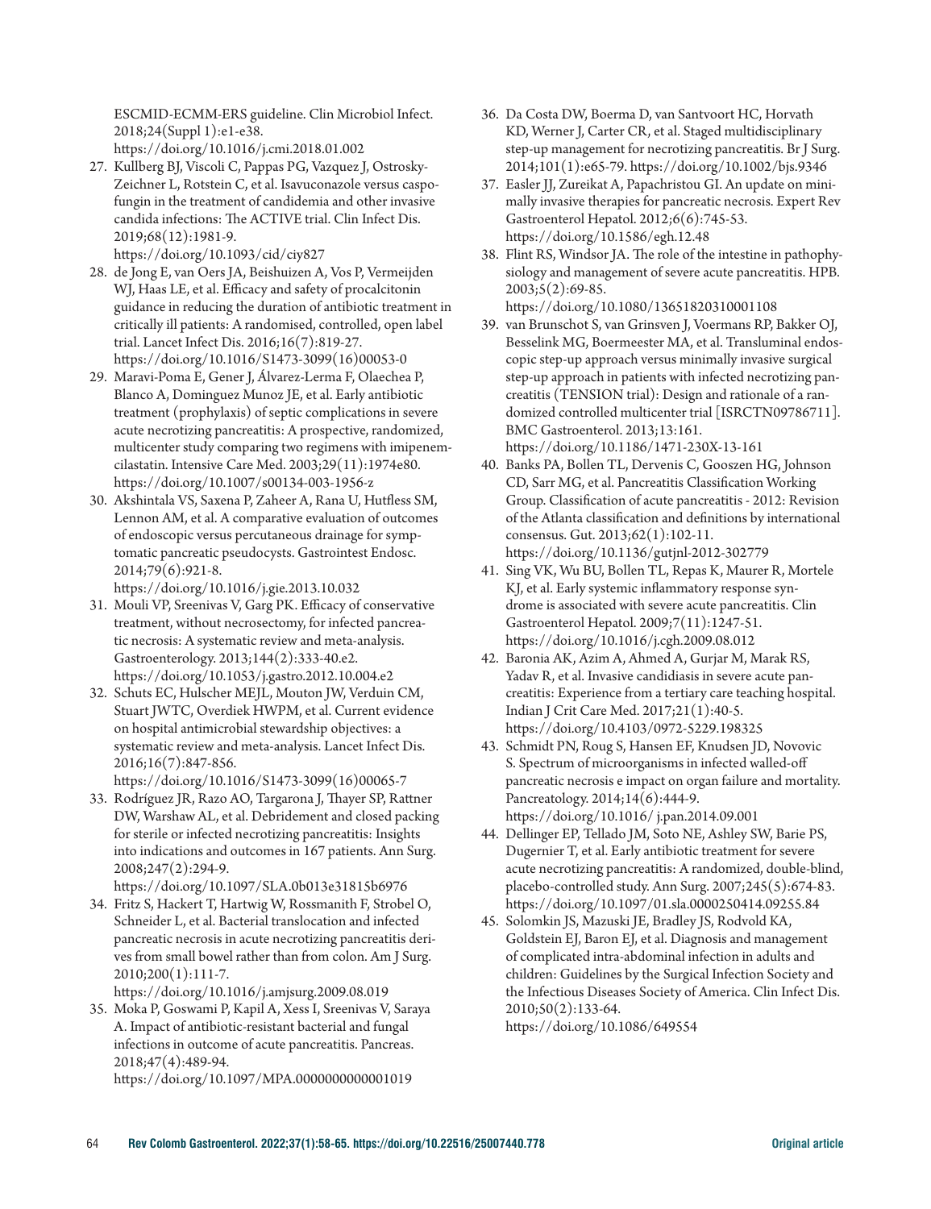ESCMID-ECMM-ERS guideline. Clin Microbiol Infect. 2018;24(Suppl 1):e1-e38. https://doi.org/10.1016/j.cmi.2018.01.002

27. Kullberg BJ, Viscoli C, Pappas PG, Vazquez J, Ostrosky-Zeichner L, Rotstein C, et al. Isavuconazole versus caspofungin in the treatment of candidemia and other invasive candida infections: The ACTIVE trial. Clin Infect Dis. 2019;68(12):1981-9. https://doi.org/10.1093/cid/ciy827
28. de Jong E, van Oers JA, Beishuizen A, Vos P, Vermeijden WJ, Haas LE, et al. Efficacy and safety of procalcitonin guidance in reducing the duration of antibiotic treatment in critically ill patients: A randomised, controlled, open label trial. Lancet Infect Dis. 2016;16(7):819-27. https://doi.org/10.1016/S1473-3099(16)00053-0
29. Maravi-Poma E, Gener J, Álvarez-Lerma F, Olaechea P, Blanco A, Dominguez Munoz JE, et al. Early antibiotic treatment (prophylaxis) of septic complications in severe acute necrotizing pancreatitis: A prospective, randomized, multicenter study comparing two regimens with imipenem-cilastatin. Intensive Care Med. 2003;29(11):1974e80. https://doi.org/10.1007/s00134-003-1956-z
30. Akshintala VS, Saxena P, Zaheer A, Rana U, Hutfless SM, Lennon AM, et al. A comparative evaluation of outcomes of endoscopic versus percutaneous drainage for symptomatic pancreatic pseudocysts. Gastrointest Endosc. 2014;79(6):921-8. https://doi.org/10.1016/j.gie.2013.10.032
31. Mouli VP, Sreenivas V, Garg PK. Efficacy of conservative treatment, without necrosectomy, for infected pancreatic necrosis: A systematic review and meta-analysis. Gastroenterology. 2013;144(2):333-40.e2. https://doi.org/10.1053/j.gastro.2012.10.004.e2
32. Schuts EC, Hulscher MEJL, Mouton JW, Verduin CM, Stuart JWTC, Overdiek HWPM, et al. Current evidence on hospital antimicrobial stewardship objectives: a systematic review and meta-analysis. Lancet Infect Dis. 2016;16(7):847-856. https://doi.org/10.1016/S1473-3099(16)00065-7
33. Rodríguez JR, Razo AO, Targarona J, Thayer SP, Rattner DW, Warshaw AL, et al. Debridement and closed packing for sterile or infected necrotizing pancreatitis: Insights into indications and outcomes in 167 patients. Ann Surg. 2008;247(2):294-9. https://doi.org/10.1097/SLA.0b013e31815b6976
34. Fritz S, Hackert T, Hartwig W, Rossmanith F, Strobel O, Schneider L, et al. Bacterial translocation and infected pancreatic necrosis in acute necrotizing pancreatitis derives from small bowel rather than from colon. Am J Surg. 2010;200(1):111-7. https://doi.org/10.1016/j.amjsurg.2009.08.019
35. Moka P, Goswami P, Kapil A, Xess I, Sreenivas V, Saraya A. Impact of antibiotic-resistant bacterial and fungal infections in outcome of acute pancreatitis. Pancreas. 2018;47(4):489-94. https://doi.org/10.1097/MPA.0000000000001019
36. Da Costa DW, Boerma D, van Santvoort HC, Horvath KD, Werner J, Carter CR, et al. Staged multidisciplinary step-up management for necrotizing pancreatitis. Br J Surg. 2014;101(1):e65-79. https://doi.org/10.1002/bjs.9346
37. Easler JJ, Zureikat A, Papachristou GI. An update on minimally invasive therapies for pancreatic necrosis. Expert Rev Gastroenterol Hepatol. 2012;6(6):745-53. https://doi.org/10.1586/egh.12.48
38. Flint RS, Windsor JA. The role of the intestine in pathophysiology and management of severe acute pancreatitis. HPB. 2003;5(2):69-85. https://doi.org/10.1080/13651820310001108
39. van Brunschot S, van Grinsven J, Voermans RP, Bakker OJ, Besselink MG, Boermeester MA, et al. Transluminal endoscopic step-up approach versus minimally invasive surgical step-up approach in patients with infected necrotizing pancreatitis (TENSION trial): Design and rationale of a randomized controlled multicenter trial [ISRCTN09786711]. BMC Gastroenterol. 2013;13:161. https://doi.org/10.1186/1471-230X-13-161
40. Banks PA, Bollen TL, Dervenis C, Gooszen HG, Johnson CD, Sarr MG, et al. Pancreatitis Classification Working Group. Classification of acute pancreatitis - 2012: Revision of the Atlanta classification and definitions by international consensus. Gut. 2013;62(1):102-11. https://doi.org/10.1136/gutjnl-2012-302779
41. Sing VK, Wu BU, Bollen TL, Repas K, Maurer R, Mortele KJ, et al. Early systemic inflammatory response syndrome is associated with severe acute pancreatitis. Clin Gastroenterol Hepatol. 2009;7(11):1247-51. https://doi.org/10.1016/j.cgh.2009.08.012
42. Baronia AK, Azim A, Ahmed A, Gurjar M, Marak RS, Yadav R, et al. Invasive candidiasis in severe acute pancreatitis: Experience from a tertiary care teaching hospital. Indian J Crit Care Med. 2017;21(1):40-5. https://doi.org/10.4103/0972-5229.198325
43. Schmidt PN, Roug S, Hansen EF, Knudsen JD, Novovic S. Spectrum of microorganisms in infected walled-off pancreatic necrosis e impact on organ failure and mortality. Pancreatology. 2014;14(6):444-9. https://doi.org/10.1016/ j.pan.2014.09.001
44. Dellinger EP, Tellado JM, Soto NE, Ashley SW, Barie PS, Dugernier T, et al. Early antibiotic treatment for severe acute necrotizing pancreatitis: A randomized, double-blind, placebo-controlled study. Ann Surg. 2007;245(5):674-83. https://doi.org/10.1097/01.sla.0000250414.09255.84
45. Solomkin JS, Mazuski JE, Bradley JS, Rodvold KA, Goldstein EJ, Baron EJ, et al. Diagnosis and management of complicated intra-abdominal infection in adults and children: Guidelines by the Surgical Infection Society and the Infectious Diseases Society of America. Clin Infect Dis. 2010;50(2):133-64. https://doi.org/10.1086/649554